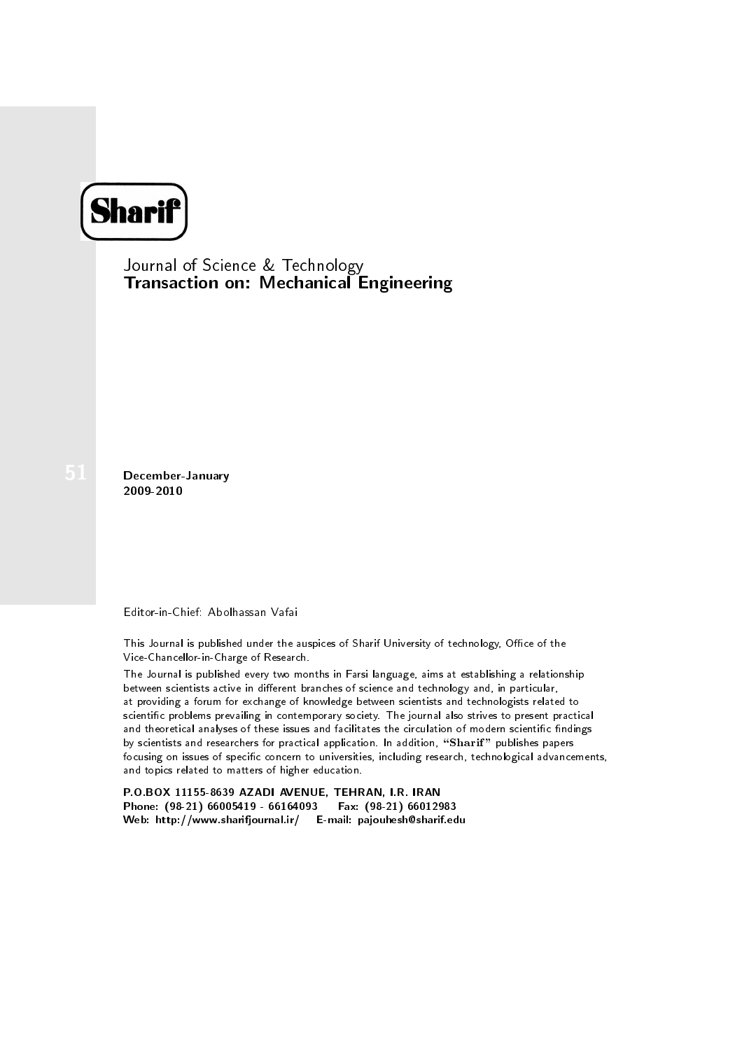# Sharif

Journal of Science & Technology

## Transaction on: Mechanical Engineering

51

**December-January**
**2009-2010**

Editor-in-Chief: Abolhassan Vafai

This Journal is published under the auspices of Sharif University of technology, Office of the Vice-Chancellor-in-Charge of Research.

The Journal is published every two months in Farsi language, aims at establishing a relationship between scientists active in different branches of science and technology and, in particular, at providing a forum for exchange of knowledge between scientists and technologists related to scientific problems prevailing in contemporary society. The journal also strives to present practical and theoretical analyses of these issues and facilitates the circulation of modern scientific findings by scientists and researchers for practical application. In addition, **"Sharif"** publishes papers focusing on issues of specific concern to universities, including research, technological advancements, and topics related to matters of higher education.

**P.O.BOX 11155-8639 AZADI AVENUE, TEHRAN, I.R. IRAN**
**Phone: (98-21) 66005419 - 66164093 Fax: (98-21) 66012983**
**Web: http://www.sharifjournal.ir/ E-mail: pajouhesh@sharif.edu**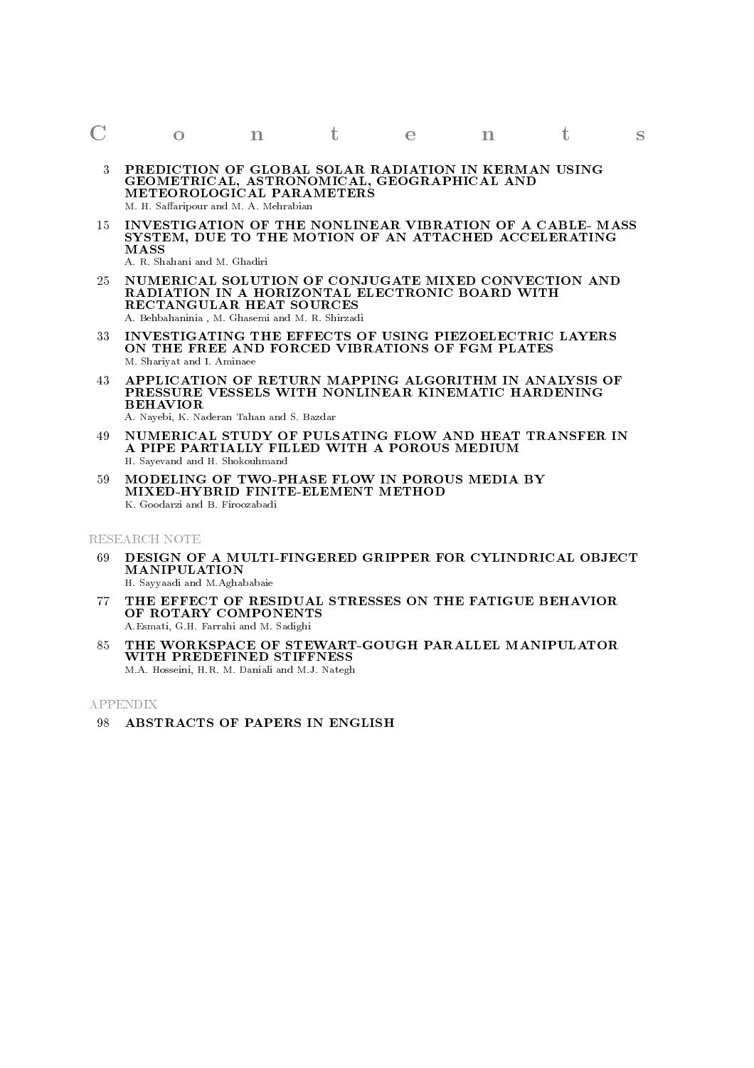# Contents

3 **PREDICTION OF GLOBAL SOLAR RADIATION IN KERMAN USING GEOMETRICAL, ASTRONOMICAL, GEOGRAPHICAL AND METEOROLOGICAL PARAMETERS**
M. H. Saffaripour and M. A. Mehrabian

15 **INVESTIGATION OF THE NONLINEAR VIBRATION OF A CABLE- MASS SYSTEM, DUE TO THE MOTION OF AN ATTACHED ACCELERATING MASS**
A. R. Shahani and M. Ghadiri

25 **NUMERICAL SOLUTION OF CONJUGATE MIXED CONVECTION AND RADIATION IN A HORIZONTAL ELECTRONIC BOARD WITH RECTANGULAR HEAT SOURCES**
A. Behbahaninia , M. Ghasemi and M. R. Shirzadi

33 **INVESTIGATING THE EFFECTS OF USING PIEZOELECTRIC LAYERS ON THE FREE AND FORCED VIBRATIONS OF FGM PLATES**
M. Shariyat and I. Aminaee

43 **APPLICATION OF RETURN MAPPING ALGORITHM IN ANALYSIS OF PRESSURE VESSELS WITH NONLINEAR KINEMATIC HARDENING BEHAVIOR**
A. Nayebi, K. Naderan Tahan and S. Bazdar

49 **NUMERICAL STUDY OF PULSATING FLOW AND HEAT TRANSFER IN A PIPE PARTIALLY FILLED WITH A POROUS MEDIUM**
H. Sayevand and H. Shokouhmand

59 **MODELING OF TWO-PHASE FLOW IN POROUS MEDIA BY MIXED-HYBRID FINITE-ELEMENT METHOD**
K. Goodarzi and B. Firoozabadi

## RESEARCH NOTE

69 **DESIGN OF A MULTI-FINGERED GRIPPER FOR CYLINDRICAL OBJECT MANIPULATION**
H. Sayyaadi and M.Aghababaie

77 **THE EFFECT OF RESIDUAL STRESSES ON THE FATIGUE BEHAVIOR OF ROTARY COMPONENTS**
A.Esmati, G.H. Farrahi and M. Sadighi

85 **THE WORKSPACE OF STEWART-GOUGH PARALLEL MANIPULATOR WITH PREDEFINED STIFFNESS**
M.A. Hosseini, H.R. M. Daniali and M.J. Nategh

## APPENDIX

98 **ABSTRACTS OF PAPERS IN ENGLISH**